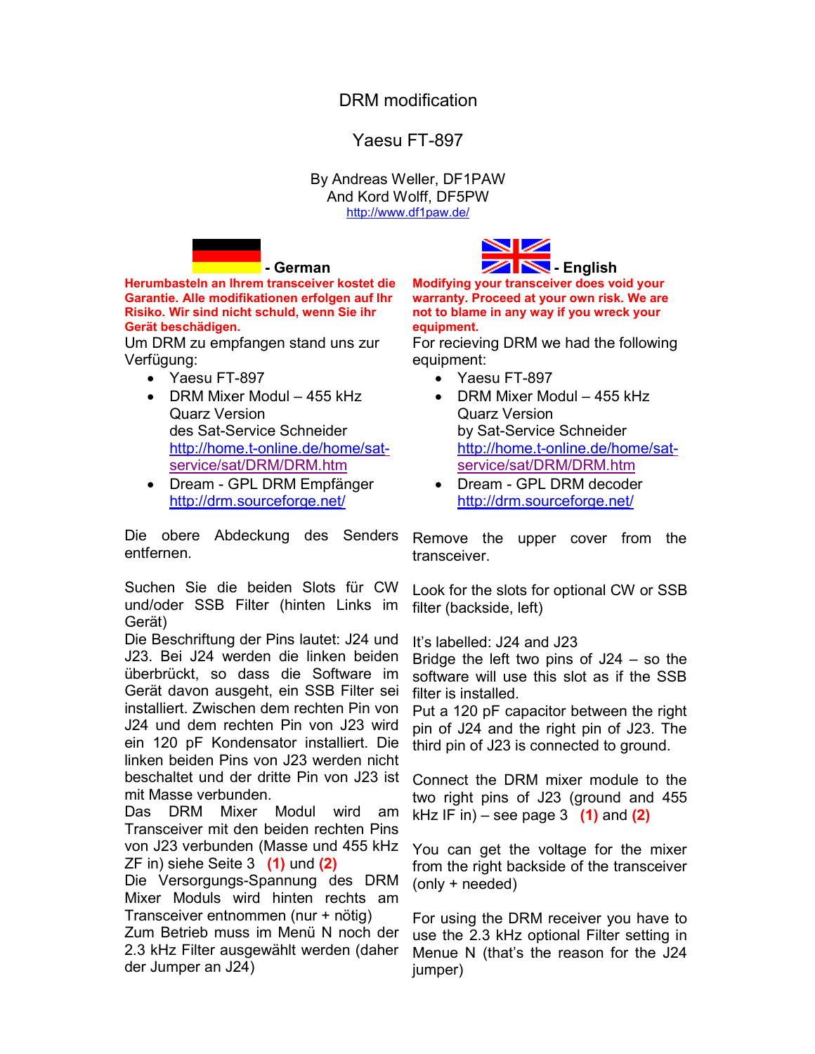# DRM modification

## Yaesu FT-897

By Andreas Weller, DF1PAW
And Kord Wolff, DF5PW
http://www.df1paw.de/

### - German

**Herumbasteln an Ihrem transceiver kostet die Garantie. Alle modifikationen erfolgen auf Ihr Risiko. Wir sind nicht schuld, wenn Sie ihr Gerät beschädigen.**

Um DRM zu empfangen stand uns zur Verfügung:

- Yaesu FT-897
- DRM Mixer Modul – 455 kHz Quarz Version des Sat-Service Schneider http://home.t-online.de/home/sat-service/sat/DRM/DRM.htm
- Dream - GPL DRM Empfänger http://drm.sourceforge.net/

Die obere Abdeckung des Senders entfernen.

Suchen Sie die beiden Slots für CW und/oder SSB Filter (hinten Links im Gerät)

Die Beschriftung der Pins lautet: J24 und J23. Bei J24 werden die linken beiden überbrückt, so dass die Software im Gerät davon ausgeht, ein SSB Filter sei installiert. Zwischen dem rechten Pin von J24 und dem rechten Pin von J23 wird ein 120 pF Kondensator installiert. Die linken beiden Pins von J23 werden nicht beschaltet und der dritte Pin von J23 ist mit Masse verbunden.

Das DRM Mixer Modul wird am Transceiver mit den beiden rechten Pins von J23 verbunden (Masse und 455 kHz ZF in) siehe Seite 3 **(1)** und **(2)**

Die Versorgungs-Spannung des DRM Mixer Moduls wird hinten rechts am Transceiver entnommen (nur + nötig)

Zum Betrieb muss im Menü N noch der 2.3 kHz Filter ausgewählt werden (daher der Jumper an J24)

### - English

**Modifying your transceiver does void your warranty. Proceed at your own risk. We are not to blame in any way if you wreck your equipment.**

For recieving DRM we had the following equipment:

- Yaesu FT-897
- DRM Mixer Modul – 455 kHz Quarz Version by Sat-Service Schneider http://home.t-online.de/home/sat-service/sat/DRM/DRM.htm
- Dream - GPL DRM decoder http://drm.sourceforge.net/

Remove the upper cover from the transceiver.

Look for the slots for optional CW or SSB filter (backside, left)

It's labelled: J24 and J23

Bridge the left two pins of J24 – so the software will use this slot as if the SSB filter is installed.

Put a 120 pF capacitor between the right pin of J24 and the right pin of J23. The third pin of J23 is connected to ground.

Connect the DRM mixer module to the two right pins of J23 (ground and 455 kHz IF in) – see page 3 **(1)** and **(2)**

You can get the voltage for the mixer from the right backside of the transceiver (only + needed)

For using the DRM receiver you have to use the 2.3 kHz optional Filter setting in Menue N (that's the reason for the J24 jumper)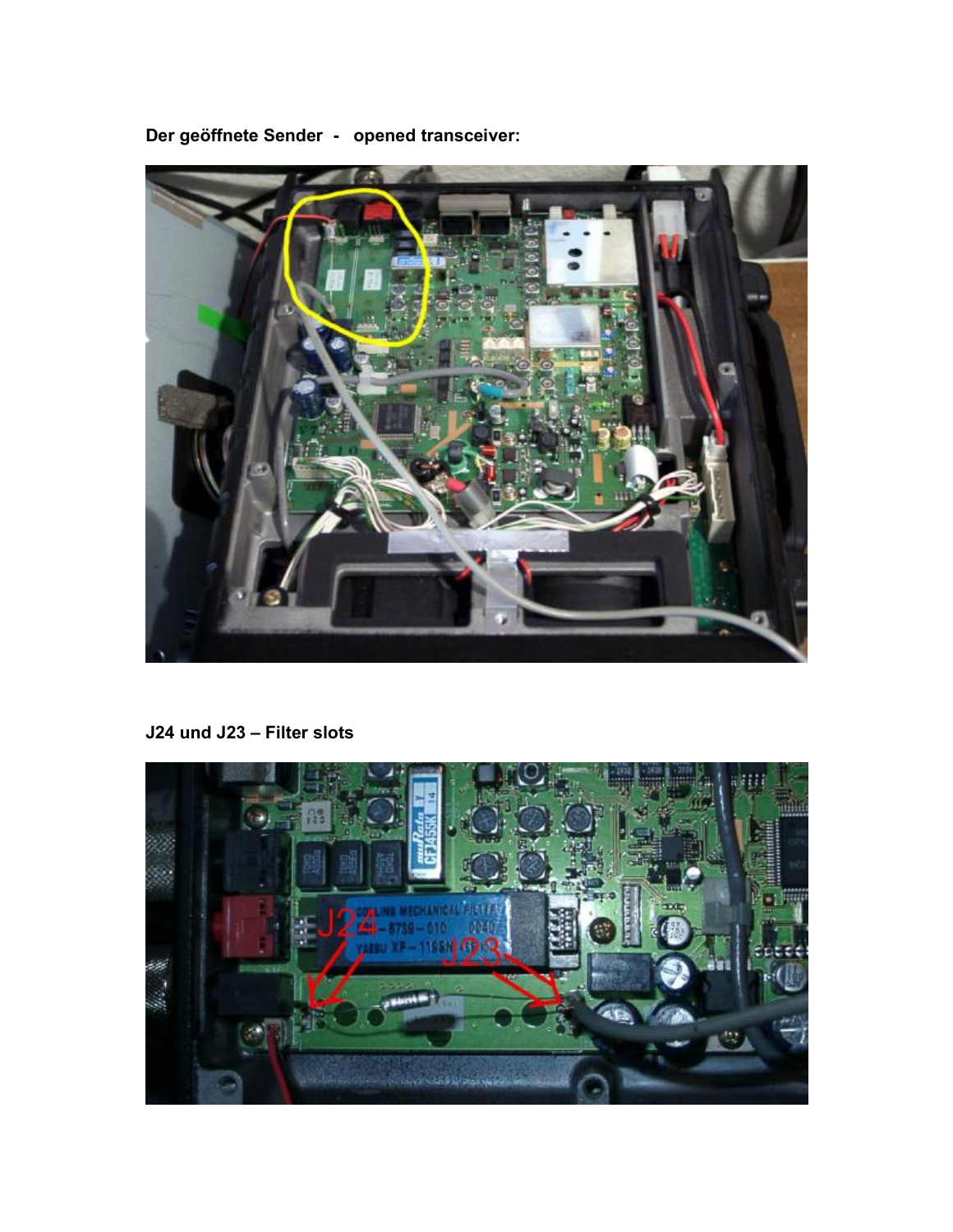**Der geöffnete Sender - opened transceiver:**

**J24 und J23 – Filter slots**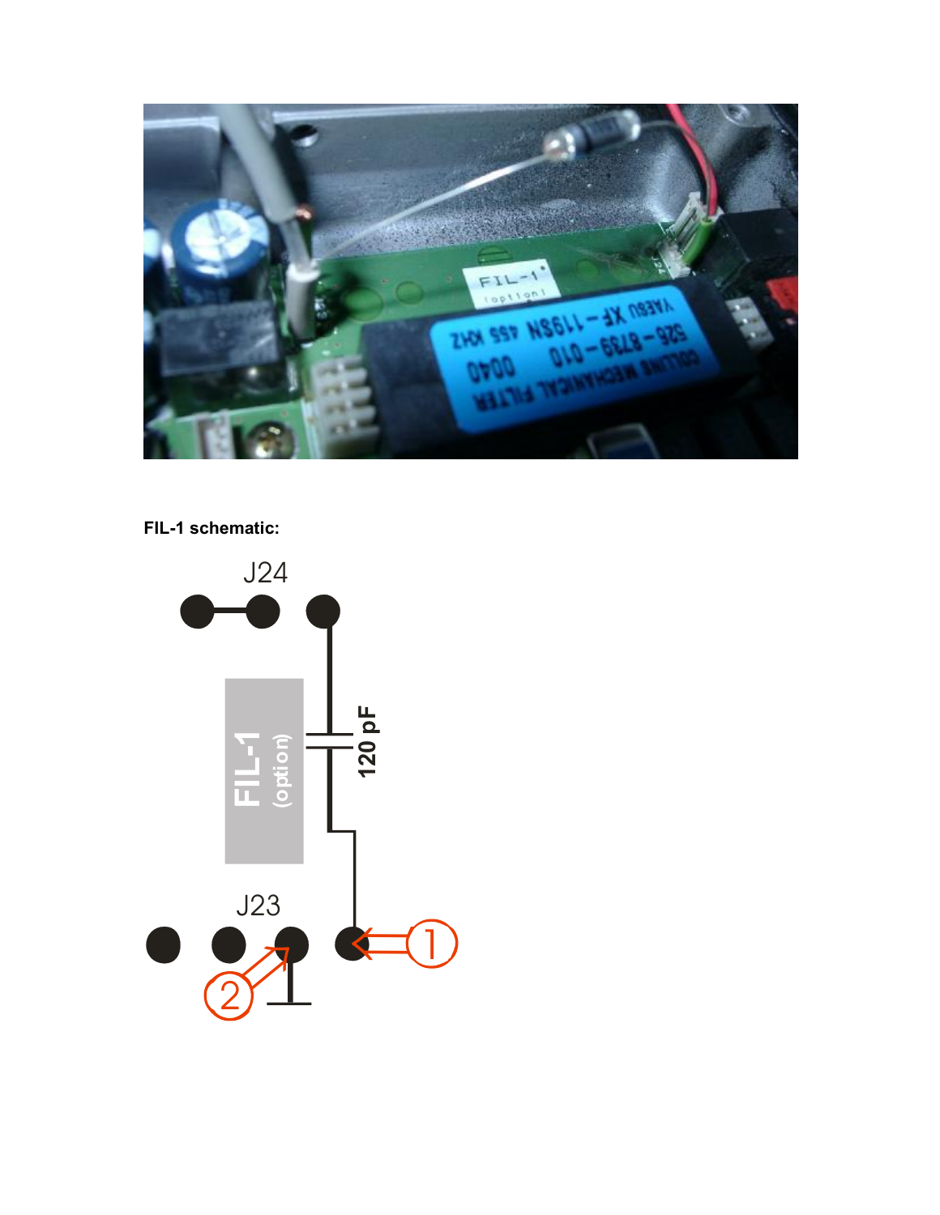**FIL-1 schematic:**